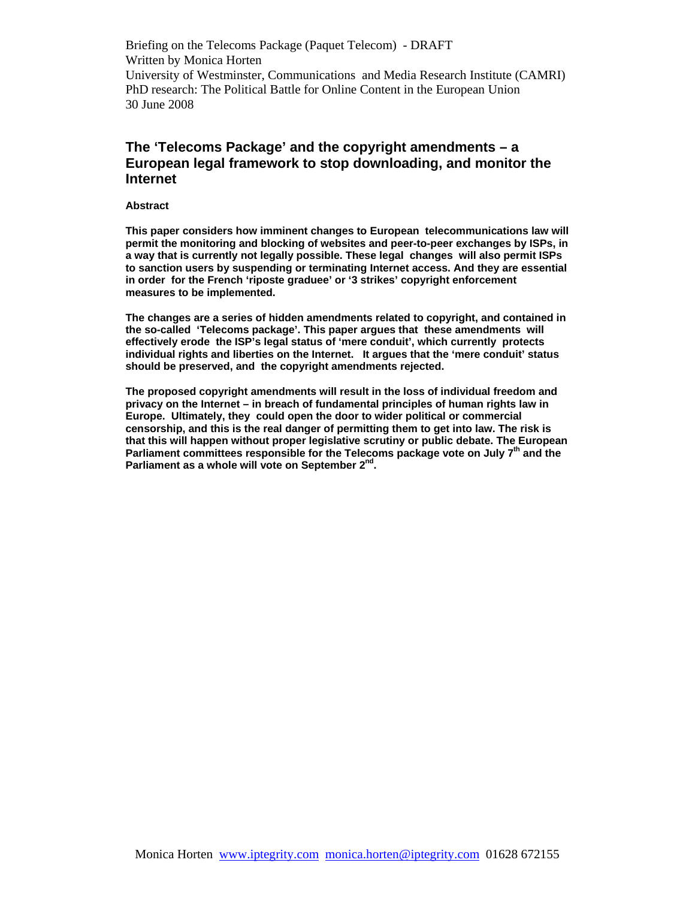Briefing on the Telecoms Package (Paquet Telecom) - DRAFT
Written by Monica Horten
University of Westminster, Communications and Media Research Institute (CAMRI)
PhD research: The Political Battle for Online Content in the European Union
30 June 2008

## The 'Telecoms Package' and the copyright amendments – a European legal framework to stop downloading, and monitor the Internet

**Abstract**

**This paper considers how imminent changes to European telecommunications law will permit the monitoring and blocking of websites and peer-to-peer exchanges by ISPs, in a way that is currently not legally possible. These legal changes will also permit ISPs to sanction users by suspending or terminating Internet access. And they are essential in order for the French 'riposte graduee' or '3 strikes' copyright enforcement measures to be implemented.**

**The changes are a series of hidden amendments related to copyright, and contained in the so-called 'Telecoms package'. This paper argues that these amendments will effectively erode the ISP's legal status of 'mere conduit', which currently protects individual rights and liberties on the Internet. It argues that the 'mere conduit' status should be preserved, and the copyright amendments rejected.**

**The proposed copyright amendments will result in the loss of individual freedom and privacy on the Internet – in breach of fundamental principles of human rights law in Europe. Ultimately, they could open the door to wider political or commercial censorship, and this is the real danger of permitting them to get into law. The risk is that this will happen without proper legislative scrutiny or public debate. The European Parliament committees responsible for the Telecoms package vote on July 7th and the Parliament as a whole will vote on September 2nd.**

Monica Horten www.iptegrity.com monica.horten@iptegrity.com 01628 672155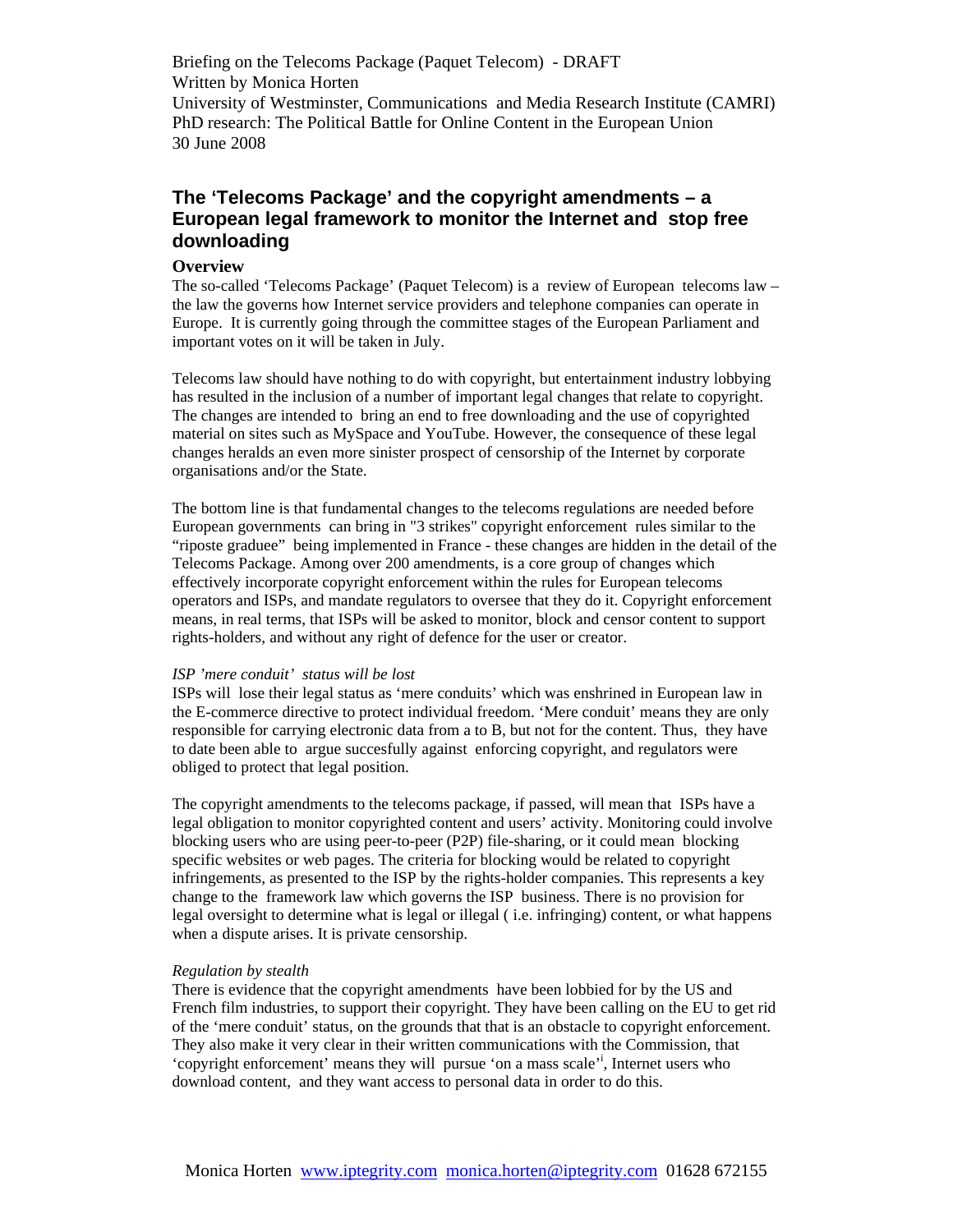Briefing on the Telecoms Package (Paquet Telecom) - DRAFT
Written by Monica Horten
University of Westminster, Communications and Media Research Institute (CAMRI)
PhD research: The Political Battle for Online Content in the European Union
30 June 2008

## The 'Telecoms Package' and the copyright amendments – a European legal framework to monitor the Internet and stop free downloading

### Overview

The so-called 'Telecoms Package' (Paquet Telecom) is a review of European telecoms law – the law the governs how Internet service providers and telephone companies can operate in Europe. It is currently going through the committee stages of the European Parliament and important votes on it will be taken in July.

Telecoms law should have nothing to do with copyright, but entertainment industry lobbying has resulted in the inclusion of a number of important legal changes that relate to copyright. The changes are intended to bring an end to free downloading and the use of copyrighted material on sites such as MySpace and YouTube. However, the consequence of these legal changes heralds an even more sinister prospect of censorship of the Internet by corporate organisations and/or the State.

The bottom line is that fundamental changes to the telecoms regulations are needed before European governments can bring in "3 strikes" copyright enforcement rules similar to the "riposte graduee" being implemented in France - these changes are hidden in the detail of the Telecoms Package. Among over 200 amendments, is a core group of changes which effectively incorporate copyright enforcement within the rules for European telecoms operators and ISPs, and mandate regulators to oversee that they do it. Copyright enforcement means, in real terms, that ISPs will be asked to monitor, block and censor content to support rights-holders, and without any right of defence for the user or creator.

*ISP 'mere conduit' status will be lost*

ISPs will lose their legal status as 'mere conduits' which was enshrined in European law in the E-commerce directive to protect individual freedom. 'Mere conduit' means they are only responsible for carrying electronic data from a to B, but not for the content. Thus, they have to date been able to argue succesfully against enforcing copyright, and regulators were obliged to protect that legal position.

The copyright amendments to the telecoms package, if passed, will mean that ISPs have a legal obligation to monitor copyrighted content and users' activity. Monitoring could involve blocking users who are using peer-to-peer (P2P) file-sharing, or it could mean blocking specific websites or web pages. The criteria for blocking would be related to copyright infringements, as presented to the ISP by the rights-holder companies. This represents a key change to the framework law which governs the ISP business. There is no provision for legal oversight to determine what is legal or illegal ( i.e. infringing) content, or what happens when a dispute arises. It is private censorship.

*Regulation by stealth*

There is evidence that the copyright amendments have been lobbied for by the US and French film industries, to support their copyright. They have been calling on the EU to get rid of the 'mere conduit' status, on the grounds that that is an obstacle to copyright enforcement. They also make it very clear in their written communications with the Commission, that 'copyright enforcement' means they will pursue 'on a mass scale'[i], Internet users who download content, and they want access to personal data in order to do this.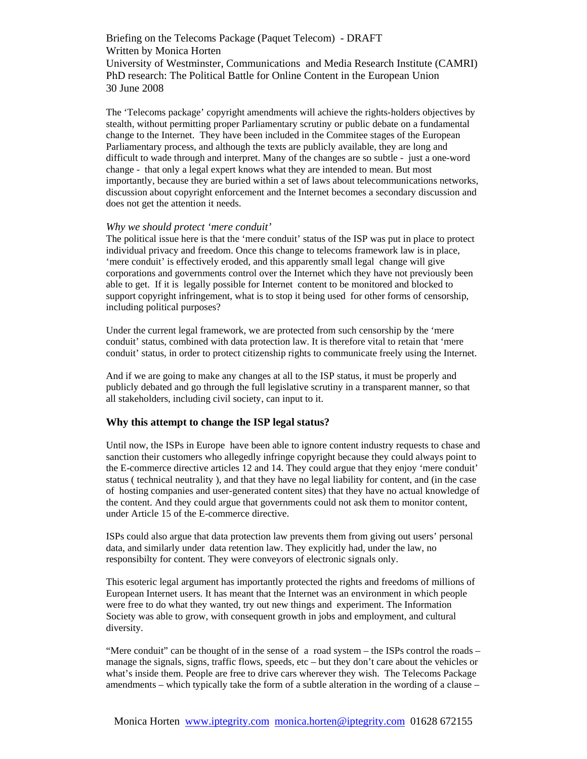Briefing on the Telecoms Package (Paquet Telecom) - DRAFT
Written by Monica Horten
University of Westminster, Communications and Media Research Institute (CAMRI)
PhD research: The Political Battle for Online Content in the European Union
30 June 2008

The 'Telecoms package' copyright amendments will achieve the rights-holders objectives by stealth, without permitting proper Parliamentary scrutiny or public debate on a fundamental change to the Internet. They have been included in the Commitee stages of the European Parliamentary process, and although the texts are publicly available, they are long and difficult to wade through and interpret. Many of the changes are so subtle - just a one-word change - that only a legal expert knows what they are intended to mean. But most importantly, because they are buried within a set of laws about telecommunications networks, discussion about copyright enforcement and the Internet becomes a secondary discussion and does not get the attention it needs.

*Why we should protect 'mere conduit'*

The political issue here is that the 'mere conduit' status of the ISP was put in place to protect individual privacy and freedom. Once this change to telecoms framework law is in place, 'mere conduit' is effectively eroded, and this apparently small legal change will give corporations and governments control over the Internet which they have not previously been able to get. If it is legally possible for Internet content to be monitored and blocked to support copyright infringement, what is to stop it being used for other forms of censorship, including political purposes?

Under the current legal framework, we are protected from such censorship by the 'mere conduit' status, combined with data protection law. It is therefore vital to retain that 'mere conduit' status, in order to protect citizenship rights to communicate freely using the Internet.

And if we are going to make any changes at all to the ISP status, it must be properly and publicly debated and go through the full legislative scrutiny in a transparent manner, so that all stakeholders, including civil society, can input to it.

### Why this attempt to change the ISP legal status?

Until now, the ISPs in Europe have been able to ignore content industry requests to chase and sanction their customers who allegedly infringe copyright because they could always point to the E-commerce directive articles 12 and 14. They could argue that they enjoy 'mere conduit' status ( technical neutrality ), and that they have no legal liability for content, and (in the case of hosting companies and user-generated content sites) that they have no actual knowledge of the content. And they could argue that governments could not ask them to monitor content, under Article 15 of the E-commerce directive.

ISPs could also argue that data protection law prevents them from giving out users' personal data, and similarly under data retention law. They explicitly had, under the law, no responsibilty for content. They were conveyors of electronic signals only.

This esoteric legal argument has importantly protected the rights and freedoms of millions of European Internet users. It has meant that the Internet was an environment in which people were free to do what they wanted, try out new things and experiment. The Information Society was able to grow, with consequent growth in jobs and employment, and cultural diversity.

"Mere conduit" can be thought of in the sense of a road system – the ISPs control the roads – manage the signals, signs, traffic flows, speeds, etc – but they don't care about the vehicles or what's inside them. People are free to drive cars wherever they wish. The Telecoms Package amendments – which typically take the form of a subtle alteration in the wording of a clause –

Monica Horten www.iptegrity.com monica.horten@iptegrity.com 01628 672155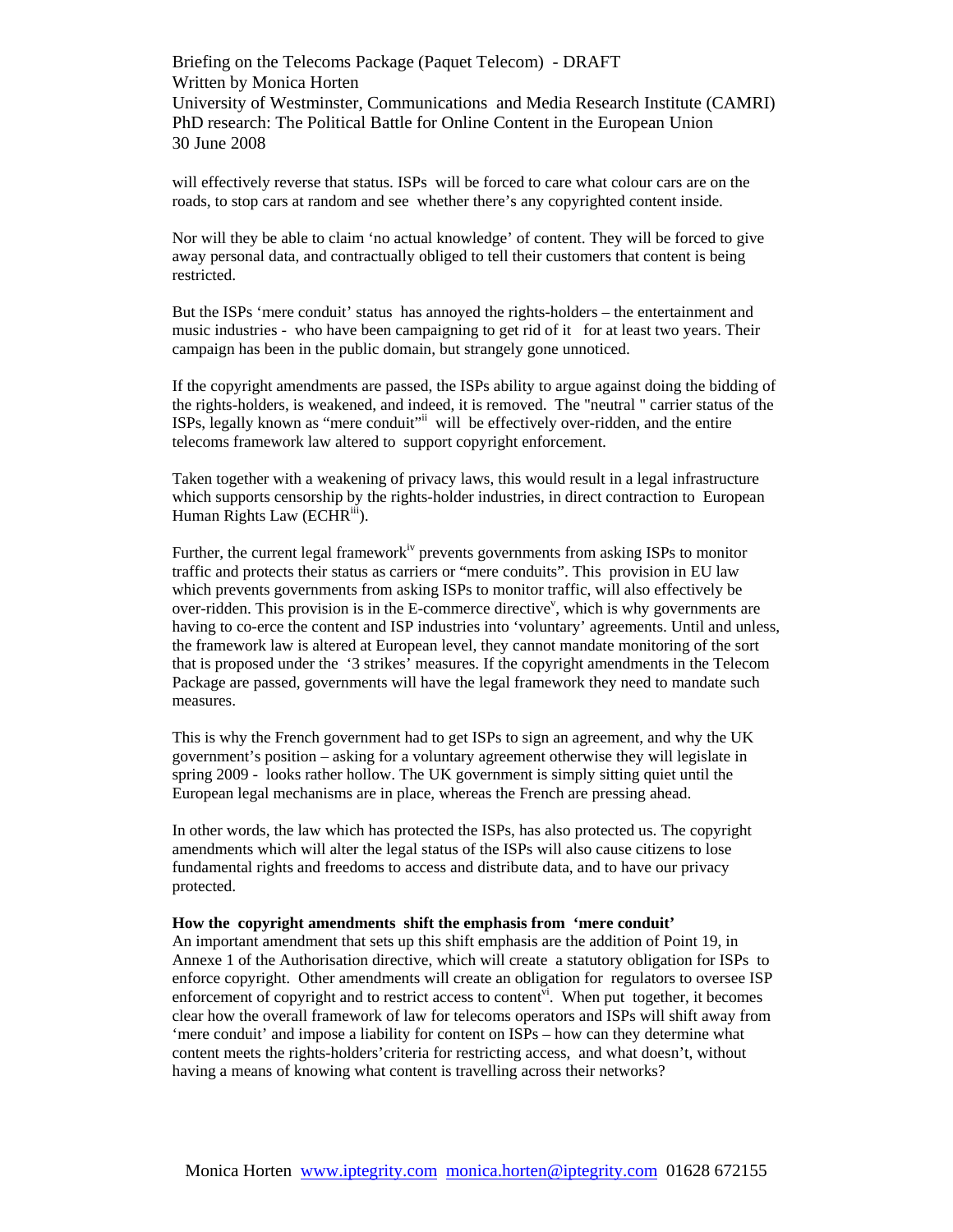will effectively reverse that status. ISPs will be forced to care what colour cars are on the roads, to stop cars at random and see whether there's any copyrighted content inside.

Nor will they be able to claim 'no actual knowledge' of content. They will be forced to give away personal data, and contractually obliged to tell their customers that content is being restricted.

But the ISPs 'mere conduit' status has annoyed the rights-holders – the entertainment and music industries - who have been campaigning to get rid of it for at least two years. Their campaign has been in the public domain, but strangely gone unnoticed.

If the copyright amendments are passed, the ISPs ability to argue against doing the bidding of the rights-holders, is weakened, and indeed, it is removed. The "neutral " carrier status of the ISPs, legally known as "mere conduit"[ii] will be effectively over-ridden, and the entire telecoms framework law altered to support copyright enforcement.

Taken together with a weakening of privacy laws, this would result in a legal infrastructure which supports censorship by the rights-holder industries, in direct contraction to European Human Rights Law (ECHR[iii]).

Further, the current legal framework[iv] prevents governments from asking ISPs to monitor traffic and protects their status as carriers or "mere conduits". This provision in EU law which prevents governments from asking ISPs to monitor traffic, will also effectively be over-ridden. This provision is in the E-commerce directive[v], which is why governments are having to co-erce the content and ISP industries into 'voluntary' agreements. Until and unless, the framework law is altered at European level, they cannot mandate monitoring of the sort that is proposed under the '3 strikes' measures. If the copyright amendments in the Telecom Package are passed, governments will have the legal framework they need to mandate such measures.

This is why the French government had to get ISPs to sign an agreement, and why the UK government's position – asking for a voluntary agreement otherwise they will legislate in spring 2009 - looks rather hollow. The UK government is simply sitting quiet until the European legal mechanisms are in place, whereas the French are pressing ahead.

In other words, the law which has protected the ISPs, has also protected us. The copyright amendments which will alter the legal status of the ISPs will also cause citizens to lose fundamental rights and freedoms to access and distribute data, and to have our privacy protected.

**How the copyright amendments shift the emphasis from 'mere conduit'**

An important amendment that sets up this shift emphasis are the addition of Point 19, in Annexe 1 of the Authorisation directive, which will create a statutory obligation for ISPs to enforce copyright. Other amendments will create an obligation for regulators to oversee ISP enforcement of copyright and to restrict access to content[vi]. When put together, it becomes clear how the overall framework of law for telecoms operators and ISPs will shift away from 'mere conduit' and impose a liability for content on ISPs – how can they determine what content meets the rights-holders'criteria for restricting access, and what doesn't, without having a means of knowing what content is travelling across their networks?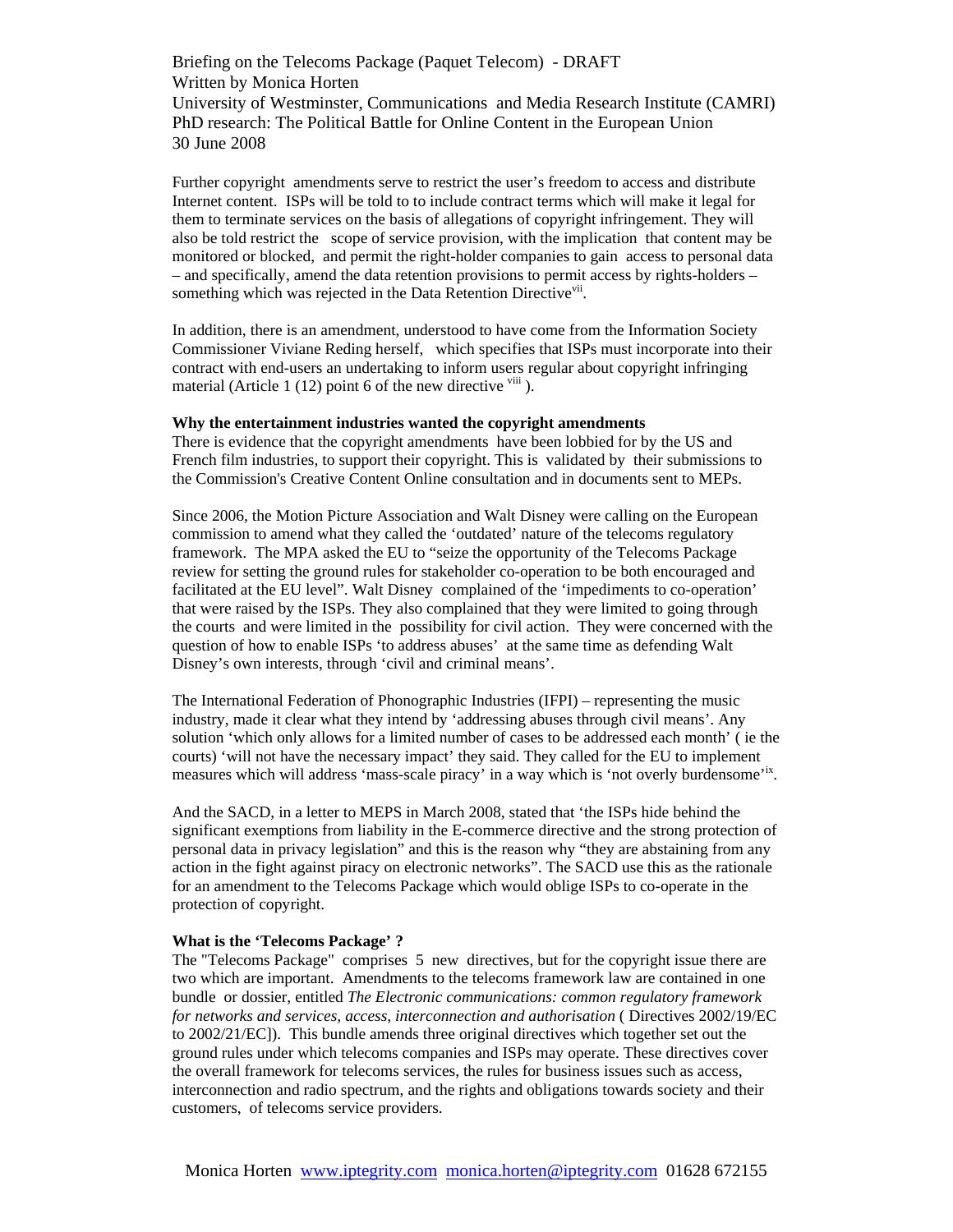Further copyright amendments serve to restrict the user's freedom to access and distribute Internet content. ISPs will be told to to include contract terms which will make it legal for them to terminate services on the basis of allegations of copyright infringement. They will also be told restrict the scope of service provision, with the implication that content may be monitored or blocked, and permit the right-holder companies to gain access to personal data – and specifically, amend the data retention provisions to permit access by rights-holders – something which was rejected in the Data Retention Directive[vii].

In addition, there is an amendment, understood to have come from the Information Society Commissioner Viviane Reding herself, which specifies that ISPs must incorporate into their contract with end-users an undertaking to inform users regular about copyright infringing material (Article 1 (12) point 6 of the new directive [viii] ).

**Why the entertainment industries wanted the copyright amendments**

There is evidence that the copyright amendments have been lobbied for by the US and French film industries, to support their copyright. This is validated by their submissions to the Commission's Creative Content Online consultation and in documents sent to MEPs.

Since 2006, the Motion Picture Association and Walt Disney were calling on the European commission to amend what they called the 'outdated' nature of the telecoms regulatory framework. The MPA asked the EU to "seize the opportunity of the Telecoms Package review for setting the ground rules for stakeholder co-operation to be both encouraged and facilitated at the EU level". Walt Disney complained of the 'impediments to co-operation' that were raised by the ISPs. They also complained that they were limited to going through the courts and were limited in the possibility for civil action. They were concerned with the question of how to enable ISPs 'to address abuses' at the same time as defending Walt Disney's own interests, through 'civil and criminal means'.

The International Federation of Phonographic Industries (IFPI) – representing the music industry, made it clear what they intend by 'addressing abuses through civil means'. Any solution 'which only allows for a limited number of cases to be addressed each month' ( ie the courts) 'will not have the necessary impact' they said. They called for the EU to implement measures which will address 'mass-scale piracy' in a way which is 'not overly burdensome'[ix].

And the SACD, in a letter to MEPS in March 2008, stated that 'the ISPs hide behind the significant exemptions from liability in the E-commerce directive and the strong protection of personal data in privacy legislation" and this is the reason why "they are abstaining from any action in the fight against piracy on electronic networks". The SACD use this as the rationale for an amendment to the Telecoms Package which would oblige ISPs to co-operate in the protection of copyright.

**What is the 'Telecoms Package' ?**

The "Telecoms Package" comprises 5 new directives, but for the copyright issue there are two which are important. Amendments to the telecoms framework law are contained in one bundle or dossier, entitled *The Electronic communications: common regulatory framework for networks and services, access, interconnection and authorisation* ( Directives 2002/19/EC to 2002/21/EC]). This bundle amends three original directives which together set out the ground rules under which telecoms companies and ISPs may operate. These directives cover the overall framework for telecoms services, the rules for business issues such as access, interconnection and radio spectrum, and the rights and obligations towards society and their customers, of telecoms service providers.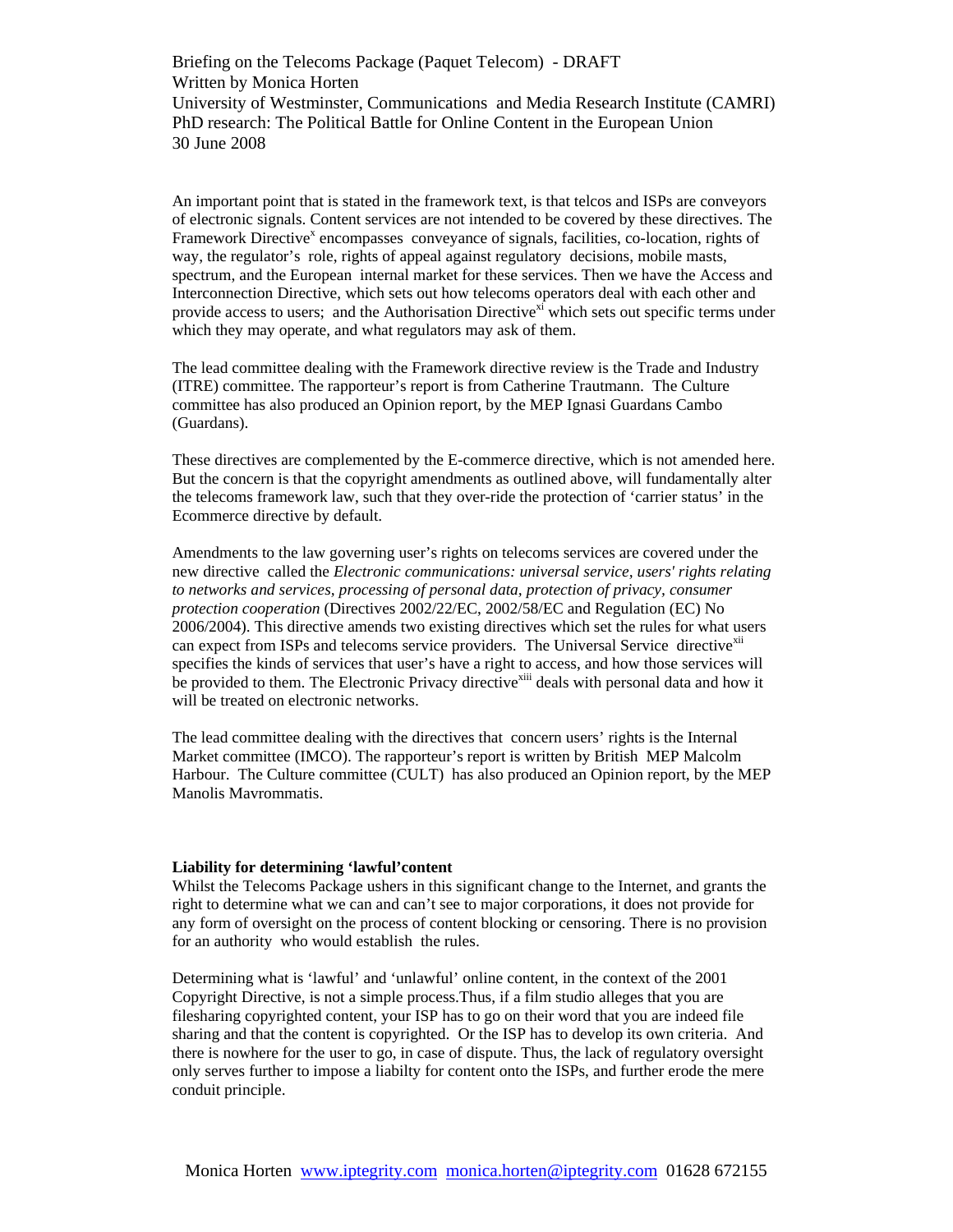Briefing on the Telecoms Package (Paquet Telecom) - DRAFT
Written by Monica Horten
University of Westminster, Communications and Media Research Institute (CAMRI)
PhD research: The Political Battle for Online Content in the European Union
30 June 2008

An important point that is stated in the framework text, is that telcos and ISPs are conveyors of electronic signals. Content services are not intended to be covered by these directives. The Framework Directive[x] encompasses conveyance of signals, facilities, co-location, rights of way, the regulator's role, rights of appeal against regulatory decisions, mobile masts, spectrum, and the European internal market for these services. Then we have the Access and Interconnection Directive, which sets out how telecoms operators deal with each other and provide access to users; and the Authorisation Directive[xi] which sets out specific terms under which they may operate, and what regulators may ask of them.

The lead committee dealing with the Framework directive review is the Trade and Industry (ITRE) committee. The rapporteur's report is from Catherine Trautmann. The Culture committee has also produced an Opinion report, by the MEP Ignasi Guardans Cambo (Guardans).

These directives are complemented by the E-commerce directive, which is not amended here. But the concern is that the copyright amendments as outlined above, will fundamentally alter the telecoms framework law, such that they over-ride the protection of 'carrier status' in the Ecommerce directive by default.

Amendments to the law governing user's rights on telecoms services are covered under the new directive called the *Electronic communications: universal service, users' rights relating to networks and services, processing of personal data, protection of privacy, consumer protection cooperation* (Directives 2002/22/EC, 2002/58/EC and Regulation (EC) No 2006/2004). This directive amends two existing directives which set the rules for what users can expect from ISPs and telecoms service providers. The Universal Service directive[xii] specifies the kinds of services that user's have a right to access, and how those services will be provided to them. The Electronic Privacy directive[xiii] deals with personal data and how it will be treated on electronic networks.

The lead committee dealing with the directives that concern users' rights is the Internal Market committee (IMCO). The rapporteur's report is written by British MEP Malcolm Harbour. The Culture committee (CULT) has also produced an Opinion report, by the MEP Manolis Mavrommatis.

**Liability for determining 'lawful'content**

Whilst the Telecoms Package ushers in this significant change to the Internet, and grants the right to determine what we can and can't see to major corporations, it does not provide for any form of oversight on the process of content blocking or censoring. There is no provision for an authority who would establish the rules.

Determining what is 'lawful' and 'unlawful' online content, in the context of the 2001 Copyright Directive, is not a simple process.Thus, if a film studio alleges that you are filesharing copyrighted content, your ISP has to go on their word that you are indeed file sharing and that the content is copyrighted. Or the ISP has to develop its own criteria. And there is nowhere for the user to go, in case of dispute. Thus, the lack of regulatory oversight only serves further to impose a liabilty for content onto the ISPs, and further erode the mere conduit principle.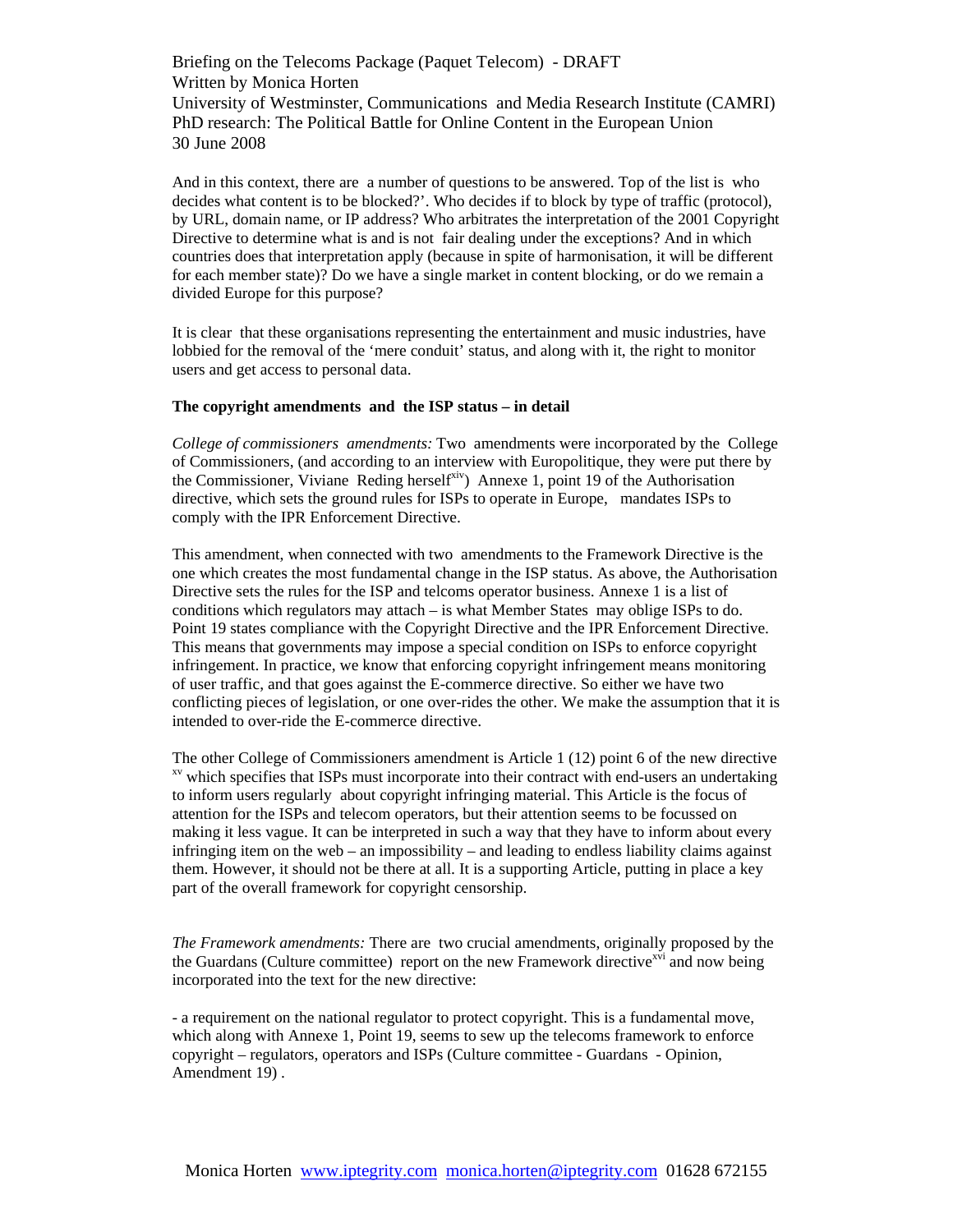And in this context, there are a number of questions to be answered. Top of the list is who decides what content is to be blocked?'. Who decides if to block by type of traffic (protocol), by URL, domain name, or IP address? Who arbitrates the interpretation of the 2001 Copyright Directive to determine what is and is not fair dealing under the exceptions? And in which countries does that interpretation apply (because in spite of harmonisation, it will be different for each member state)? Do we have a single market in content blocking, or do we remain a divided Europe for this purpose?

It is clear that these organisations representing the entertainment and music industries, have lobbied for the removal of the 'mere conduit' status, and along with it, the right to monitor users and get access to personal data.

**The copyright amendments and the ISP status – in detail**

*College of commissioners amendments:* Two amendments were incorporated by the College of Commissioners, (and according to an interview with Europolitique, they were put there by the Commissioner, Viviane Reding herself[xiv]) Annexe 1, point 19 of the Authorisation directive, which sets the ground rules for ISPs to operate in Europe, mandates ISPs to comply with the IPR Enforcement Directive.

This amendment, when connected with two amendments to the Framework Directive is the one which creates the most fundamental change in the ISP status. As above, the Authorisation Directive sets the rules for the ISP and telcoms operator business. Annexe 1 is a list of conditions which regulators may attach – is what Member States may oblige ISPs to do. Point 19 states compliance with the Copyright Directive and the IPR Enforcement Directive. This means that governments may impose a special condition on ISPs to enforce copyright infringement. In practice, we know that enforcing copyright infringement means monitoring of user traffic, and that goes against the E-commerce directive. So either we have two conflicting pieces of legislation, or one over-rides the other. We make the assumption that it is intended to over-ride the E-commerce directive.

The other College of Commissioners amendment is Article 1 (12) point 6 of the new directive [xv] which specifies that ISPs must incorporate into their contract with end-users an undertaking to inform users regularly about copyright infringing material. This Article is the focus of attention for the ISPs and telecom operators, but their attention seems to be focussed on making it less vague. It can be interpreted in such a way that they have to inform about every infringing item on the web – an impossibility – and leading to endless liability claims against them. However, it should not be there at all. It is a supporting Article, putting in place a key part of the overall framework for copyright censorship.

*The Framework amendments:* There are two crucial amendments, originally proposed by the the Guardans (Culture committee) report on the new Framework directive[xvi] and now being incorporated into the text for the new directive:

- a requirement on the national regulator to protect copyright. This is a fundamental move, which along with Annexe 1, Point 19, seems to sew up the telecoms framework to enforce copyright – regulators, operators and ISPs (Culture committee - Guardans - Opinion, Amendment 19) .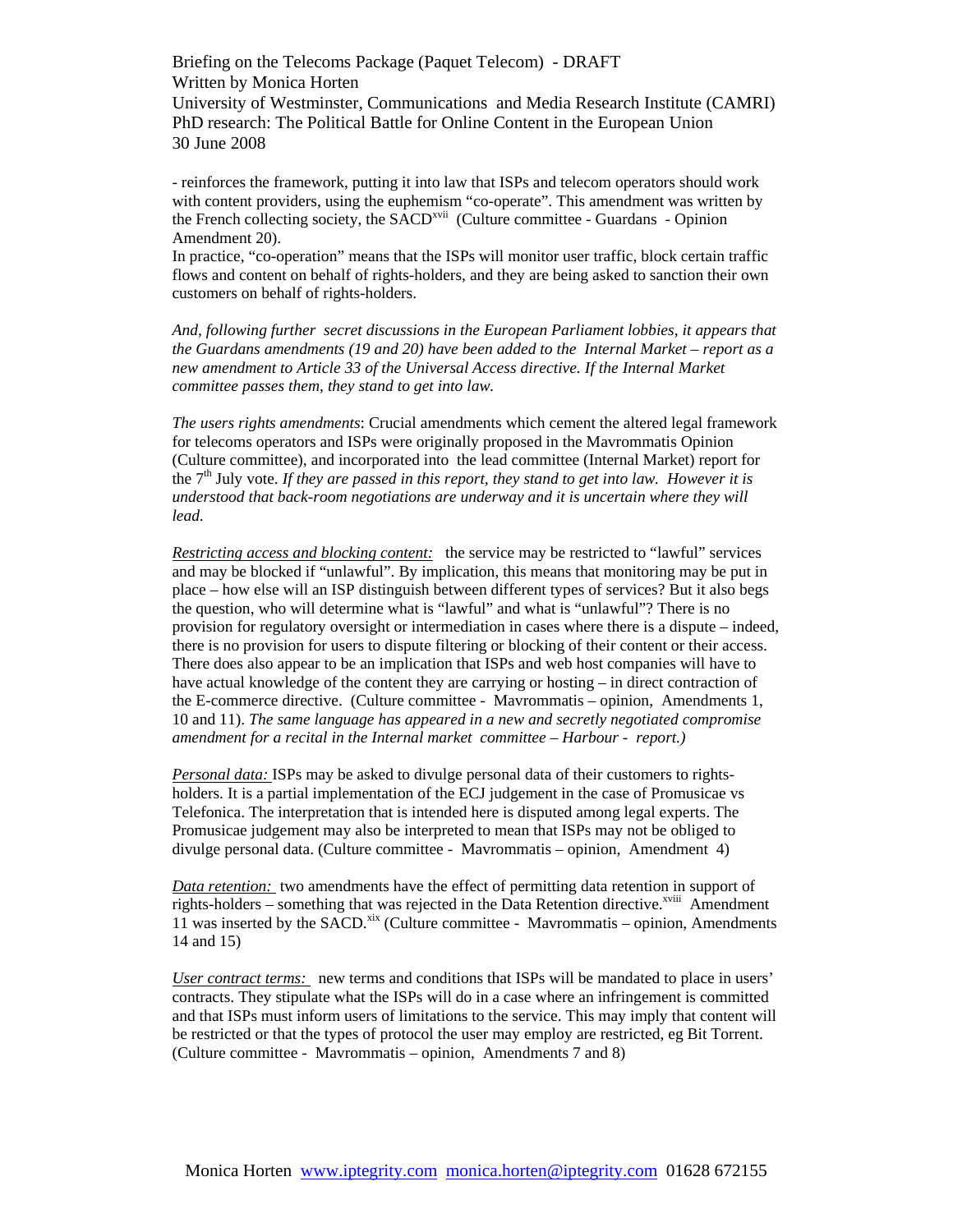- reinforces the framework, putting it into law that ISPs and telecom operators should work with content providers, using the euphemism "co-operate". This amendment was written by the French collecting society, the SACD[xvii] (Culture committee - Guardans - Opinion Amendment 20).

In practice, "co-operation" means that the ISPs will monitor user traffic, block certain traffic flows and content on behalf of rights-holders, and they are being asked to sanction their own customers on behalf of rights-holders.

*And, following further secret discussions in the European Parliament lobbies, it appears that the Guardans amendments (19 and 20) have been added to the Internal Market – report as a new amendment to Article 33 of the Universal Access directive. If the Internal Market committee passes them, they stand to get into law.*

*The users rights amendments*: Crucial amendments which cement the altered legal framework for telecoms operators and ISPs were originally proposed in the Mavrommatis Opinion (Culture committee), and incorporated into the lead committee (Internal Market) report for the 7th July vote. *If they are passed in this report, they stand to get into law. However it is understood that back-room negotiations are underway and it is uncertain where they will lead.*

*Restricting access and blocking content:* the service may be restricted to "lawful" services and may be blocked if "unlawful". By implication, this means that monitoring may be put in place – how else will an ISP distinguish between different types of services? But it also begs the question, who will determine what is "lawful" and what is "unlawful"? There is no provision for regulatory oversight or intermediation in cases where there is a dispute – indeed, there is no provision for users to dispute filtering or blocking of their content or their access. There does also appear to be an implication that ISPs and web host companies will have to have actual knowledge of the content they are carrying or hosting – in direct contraction of the E-commerce directive. (Culture committee - Mavrommatis – opinion, Amendments 1, 10 and 11). *The same language has appeared in a new and secretly negotiated compromise amendment for a recital in the Internal market committee – Harbour - report.)*

*Personal data:* ISPs may be asked to divulge personal data of their customers to rights-holders. It is a partial implementation of the ECJ judgement in the case of Promusicae vs Telefonica. The interpretation that is intended here is disputed among legal experts. The Promusicae judgement may also be interpreted to mean that ISPs may not be obliged to divulge personal data. (Culture committee - Mavrommatis – opinion, Amendment 4)

*Data retention:* two amendments have the effect of permitting data retention in support of rights-holders – something that was rejected in the Data Retention directive.[xviii] Amendment 11 was inserted by the SACD.[xix] (Culture committee - Mavrommatis – opinion, Amendments 14 and 15)

*User contract terms:* new terms and conditions that ISPs will be mandated to place in users' contracts. They stipulate what the ISPs will do in a case where an infringement is committed and that ISPs must inform users of limitations to the service. This may imply that content will be restricted or that the types of protocol the user may employ are restricted, eg Bit Torrent. (Culture committee - Mavrommatis – opinion, Amendments 7 and 8)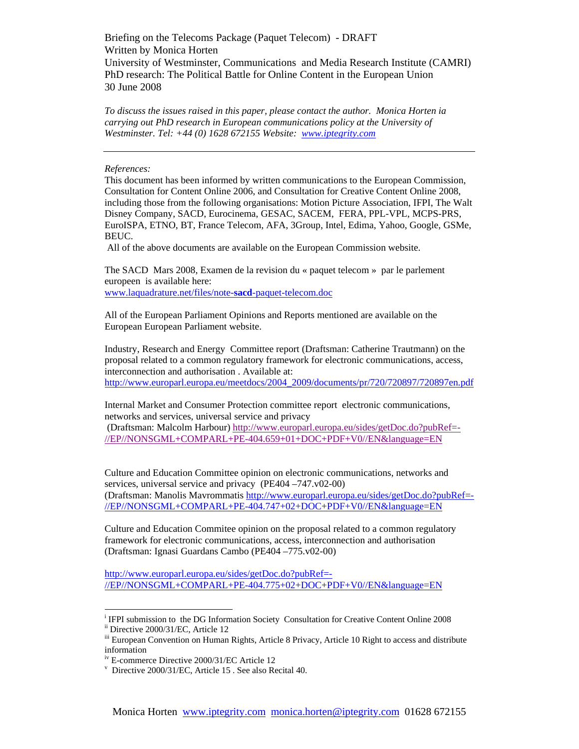Briefing on the Telecoms Package (Paquet Telecom) - DRAFT
Written by Monica Horten
University of Westminster, Communications and Media Research Institute (CAMRI)
PhD research: The Political Battle for Online Content in the European Union
30 June 2008

*To discuss the issues raised in this paper, please contact the author. Monica Horten ia carrying out PhD research in European communications policy at the University of Westminster. Tel: +44 (0) 1628 672155 Website: [www.iptegrity.com](http://www.iptegrity.com)*

---

*References:*

This document has been informed by written communications to the European Commission, Consultation for Content Online 2006, and Consultation for Creative Content Online 2008, including those from the following organisations: Motion Picture Association, IFPI, The Walt Disney Company, SACD, Eurocinema, GESAC, SACEM, FERA, PPL-VPL, MCPS-PRS, EuroISPA, ETNO, BT, France Telecom, AFA, 3Group, Intel, Edima, Yahoo, Google, GSMe, BEUC.

All of the above documents are available on the European Commission website.

The SACD Mars 2008, Examen de la revision du « paquet telecom » par le parlement europeen is available here:
[www.laquadrature.net/files/note-**sacd**-paquet-telecom.doc](http://www.laquadrature.net/files/note-sacd-paquet-telecom.doc)

All of the European Parliament Opinions and Reports mentioned are available on the European European Parliament website.

Industry, Research and Energy Committee report (Draftsman: Catherine Trautmann) on the proposal related to a common regulatory framework for electronic communications, access, interconnection and authorisation . Available at:
http://www.europarl.europa.eu/meetdocs/2004_2009/documents/pr/720/720897/720897en.pdf

Internal Market and Consumer Protection committee report electronic communications, networks and services, universal service and privacy
(Draftsman: Malcolm Harbour) http://www.europarl.europa.eu/sides/getDoc.do?pubRef=-//EP//NONSGML+COMPARL+PE-404.659+01+DOC+PDF+V0//EN&language=EN

Culture and Education Committee opinion on electronic communications, networks and services, universal service and privacy (PE404 –747.v02-00)
(Draftsman: Manolis Mavrommatis http://www.europarl.europa.eu/sides/getDoc.do?pubRef=-//EP//NONSGML+COMPARL+PE-404.747+02+DOC+PDF+V0//EN&language=EN

Culture and Education Commitee opinion on the proposal related to a common regulatory framework for electronic communications, access, interconnection and authorisation (Draftsman: Ignasi Guardans Cambo (PE404 –775.v02-00)

http://www.europarl.europa.eu/sides/getDoc.do?pubRef=-//EP//NONSGML+COMPARL+PE-404.775+02+DOC+PDF+V0//EN&language=EN

---

[i] IFPI submission to the DG Information Society Consultation for Creative Content Online 2008
[ii] Directive 2000/31/EC, Article 12
[iii] European Convention on Human Rights, Article 8 Privacy, Article 10 Right to access and distribute information
[iv] E-commerce Directive 2000/31/EC Article 12
[v] Directive 2000/31/EC, Article 15 . See also Recital 40.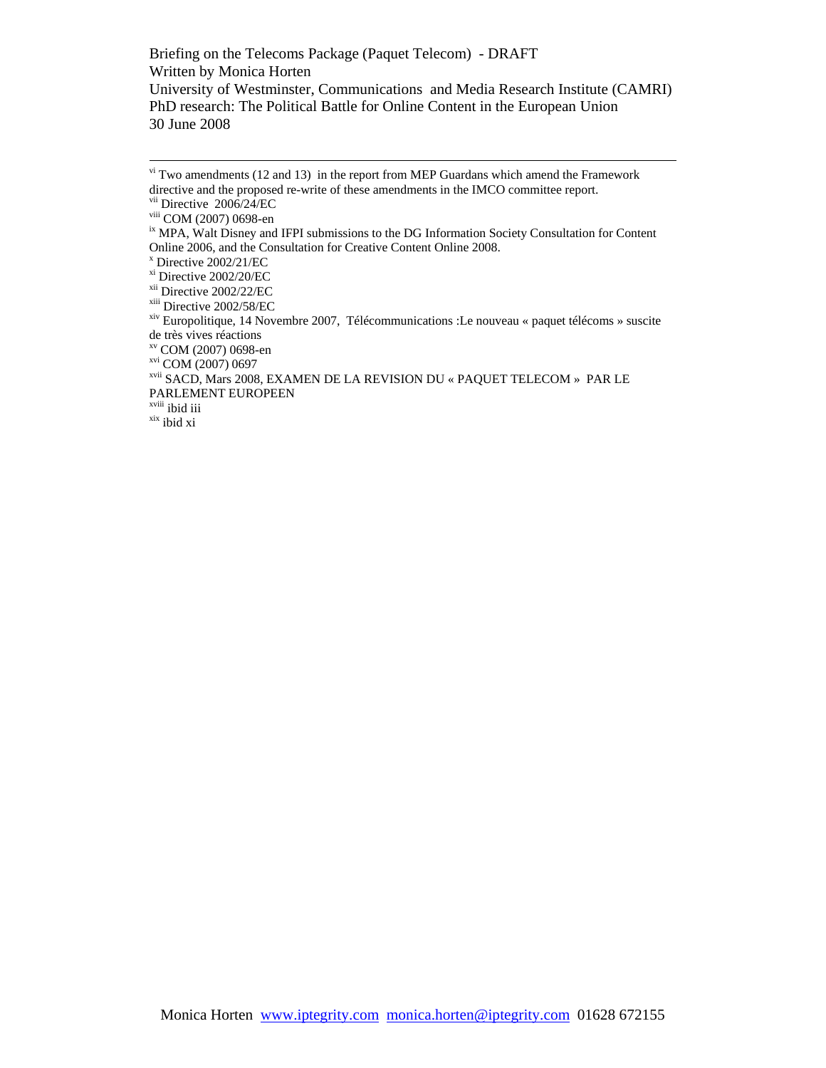[vi] Two amendments (12 and 13) in the report from MEP Guardans which amend the Framework directive and the proposed re-write of these amendments in the IMCO committee report.

[vii] Directive 2006/24/EC

[viii] COM (2007) 0698-en

[ix] MPA, Walt Disney and IFPI submissions to the DG Information Society Consultation for Content Online 2006, and the Consultation for Creative Content Online 2008.

[x] Directive 2002/21/EC

[xi] Directive 2002/20/EC

[xii] Directive 2002/22/EC

[xiii] Directive 2002/58/EC

[xiv] Europolitique, 14 Novembre 2007, Télécommunications :Le nouveau « paquet télécoms » suscite de très vives réactions

[xv] COM (2007) 0698-en

[xvi] COM (2007) 0697

[xvii] SACD, Mars 2008, EXAMEN DE LA REVISION DU « PAQUET TELECOM » PAR LE PARLEMENT EUROPEEN

[xviii] ibid iii

[xix] ibid xi